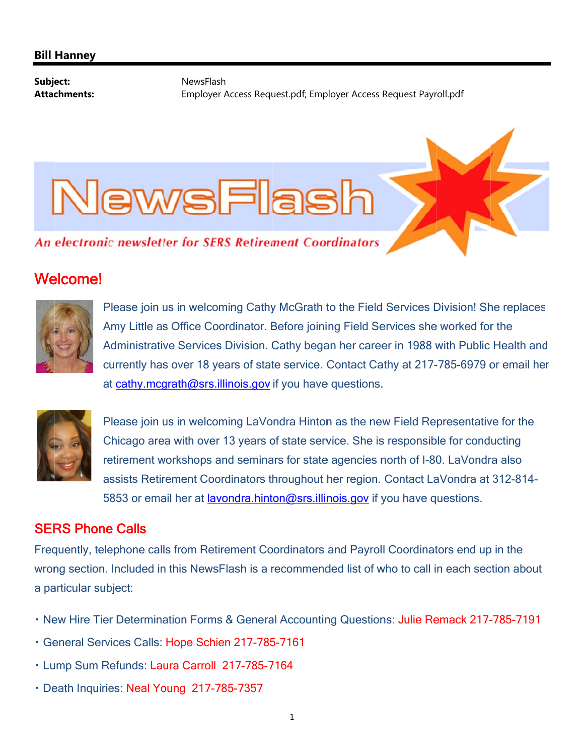**Bill Hanney**

**Subject:** NewsFlash
**Attachments:** Employer Access Request.pdf; Employer Access Request Payroll.pdf

# NewsFlash

*An electronic newsletter for SERS Retirement Coordinators*

## Welcome!

Please join us in welcoming Cathy McGrath to the Field Services Division! She replaces Amy Little as Office Coordinator. Before joining Field Services she worked for the Administrative Services Division. Cathy began her career in 1988 with Public Health and currently has over 18 years of state service. Contact Cathy at 217-785-6979 or email her at cathy.mcgrath@srs.illinois.gov if you have questions.

Please join us in welcoming LaVondra Hinton as the new Field Representative for the Chicago area with over 13 years of state service. She is responsible for conducting retirement workshops and seminars for state agencies north of I-80. LaVondra also assists Retirement Coordinators throughout her region. Contact LaVondra at 312-814-5853 or email her at lavondra.hinton@srs.illinois.gov if you have questions.

## SERS Phone Calls

Frequently, telephone calls from Retirement Coordinators and Payroll Coordinators end up in the wrong section. Included in this NewsFlash is a recommended list of who to call in each section about a particular subject:

- New Hire Tier Determination Forms & General Accounting Questions: Julie Remack 217-785-7191
- General Services Calls: Hope Schien 217-785-7161
- Lump Sum Refunds: Laura Carroll 217-785-7164
- Death Inquiries: Neal Young 217-785-7357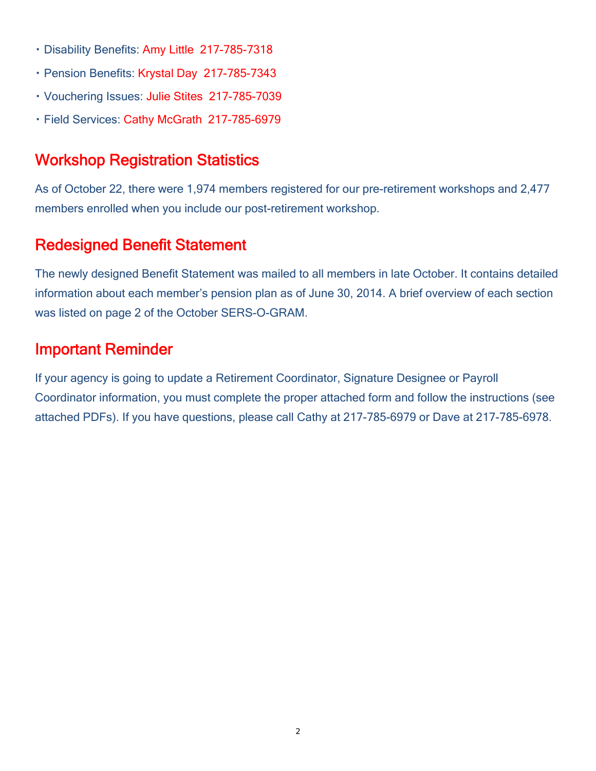- Disability Benefits: Amy Little 217-785-7318
- Pension Benefits: Krystal Day 217-785-7343
- Vouchering Issues: Julie Stites 217-785-7039
- Field Services: Cathy McGrath 217-785-6979

## Workshop Registration Statistics

As of October 22, there were 1,974 members registered for our pre-retirement workshops and 2,477 members enrolled when you include our post-retirement workshop.

## Redesigned Benefit Statement

The newly designed Benefit Statement was mailed to all members in late October. It contains detailed information about each member's pension plan as of June 30, 2014. A brief overview of each section was listed on page 2 of the October SERS-O-GRAM.

## Important Reminder

If your agency is going to update a Retirement Coordinator, Signature Designee or Payroll Coordinator information, you must complete the proper attached form and follow the instructions (see attached PDFs). If you have questions, please call Cathy at 217-785-6979 or Dave at 217-785-6978.